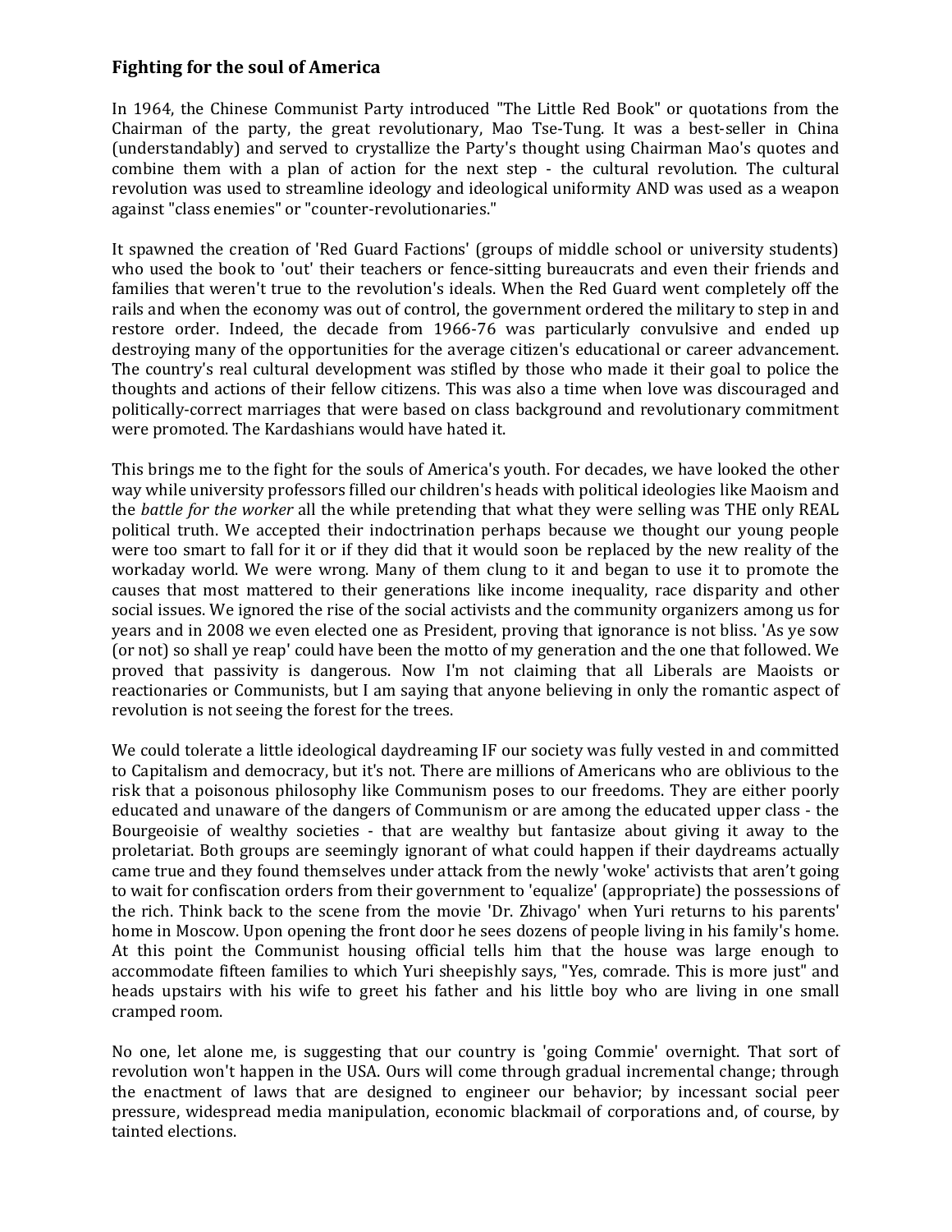## Fighting for the soul of America

In 1964, the Chinese Communist Party introduced "The Little Red Book" or quotations from the Chairman of the party, the great revolutionary, Mao Tse-Tung. It was a best-seller in China (understandably) and served to crystallize the Party's thought using Chairman Mao's quotes and combine them with a plan of action for the next step - the cultural revolution. The cultural revolution was used to streamline ideology and ideological uniformity AND was used as a weapon against "class enemies" or "counter-revolutionaries."

It spawned the creation of 'Red Guard Factions' (groups of middle school or university students) who used the book to 'out' their teachers or fence-sitting bureaucrats and even their friends and families that weren't true to the revolution's ideals. When the Red Guard went completely off the rails and when the economy was out of control, the government ordered the military to step in and restore order. Indeed, the decade from 1966-76 was particularly convulsive and ended up destroying many of the opportunities for the average citizen's educational or career advancement. The country's real cultural development was stifled by those who made it their goal to police the thoughts and actions of their fellow citizens. This was also a time when love was discouraged and politically-correct marriages that were based on class background and revolutionary commitment were promoted. The Kardashians would have hated it.

This brings me to the fight for the souls of America's youth. For decades, we have looked the other way while university professors filled our children's heads with political ideologies like Maoism and the *battle for the worker* all the while pretending that what they were selling was THE only REAL political truth. We accepted their indoctrination perhaps because we thought our young people were too smart to fall for it or if they did that it would soon be replaced by the new reality of the workaday world. We were wrong. Many of them clung to it and began to use it to promote the causes that most mattered to their generations like income inequality, race disparity and other social issues. We ignored the rise of the social activists and the community organizers among us for years and in 2008 we even elected one as President, proving that ignorance is not bliss. 'As ye sow (or not) so shall ye reap' could have been the motto of my generation and the one that followed. We proved that passivity is dangerous. Now I'm not claiming that all Liberals are Maoists or reactionaries or Communists, but I am saying that anyone believing in only the romantic aspect of revolution is not seeing the forest for the trees.

We could tolerate a little ideological daydreaming IF our society was fully vested in and committed to Capitalism and democracy, but it's not. There are millions of Americans who are oblivious to the risk that a poisonous philosophy like Communism poses to our freedoms. They are either poorly educated and unaware of the dangers of Communism or are among the educated upper class - the Bourgeoisie of wealthy societies - that are wealthy but fantasize about giving it away to the proletariat. Both groups are seemingly ignorant of what could happen if their daydreams actually came true and they found themselves under attack from the newly 'woke' activists that aren't going to wait for confiscation orders from their government to 'equalize' (appropriate) the possessions of the rich. Think back to the scene from the movie 'Dr. Zhivago' when Yuri returns to his parents' home in Moscow. Upon opening the front door he sees dozens of people living in his family's home. At this point the Communist housing official tells him that the house was large enough to accommodate fifteen families to which Yuri sheepishly says, "Yes, comrade. This is more just" and heads upstairs with his wife to greet his father and his little boy who are living in one small cramped room.

No one, let alone me, is suggesting that our country is 'going Commie' overnight. That sort of revolution won't happen in the USA. Ours will come through gradual incremental change; through the enactment of laws that are designed to engineer our behavior; by incessant social peer pressure, widespread media manipulation, economic blackmail of corporations and, of course, by tainted elections.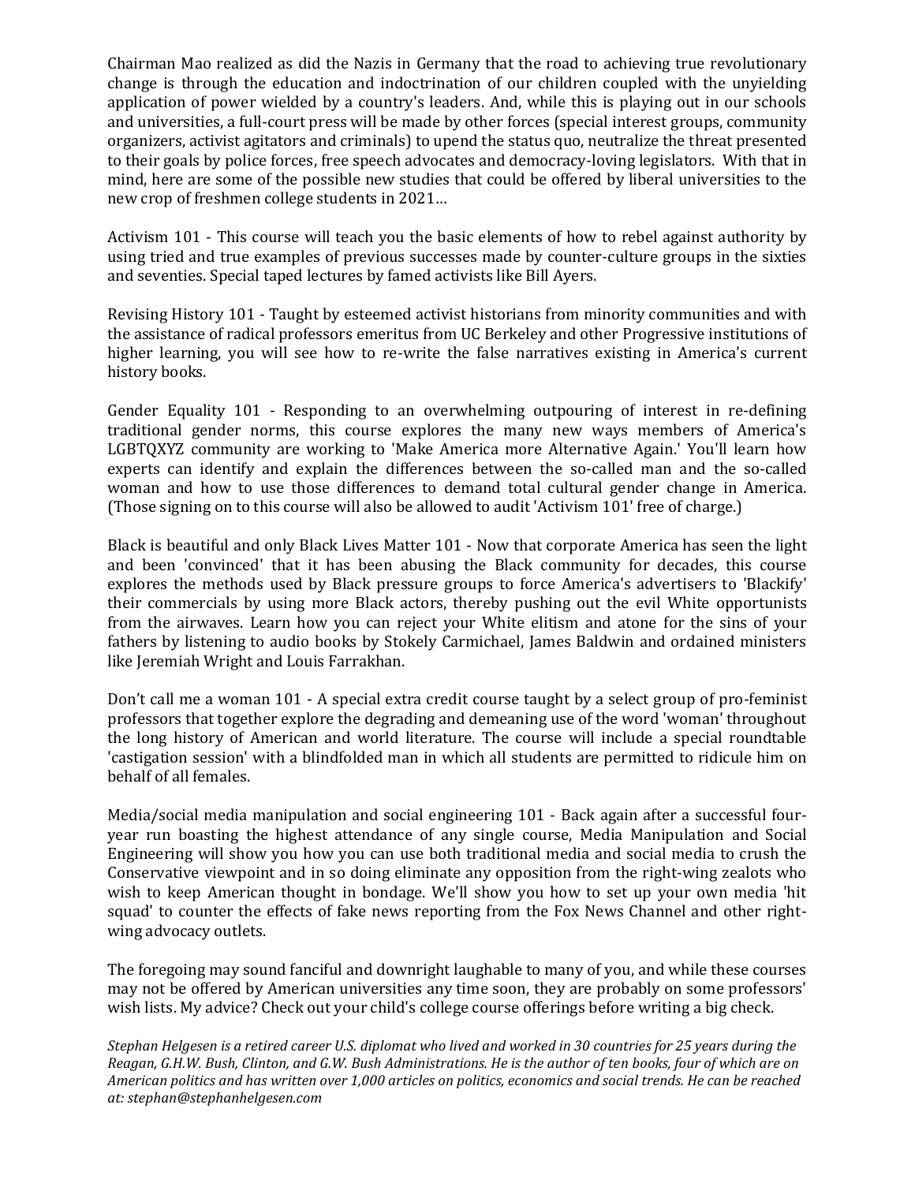Chairman Mao realized as did the Nazis in Germany that the road to achieving true revolutionary change is through the education and indoctrination of our children coupled with the unyielding application of power wielded by a country's leaders. And, while this is playing out in our schools and universities, a full-court press will be made by other forces (special interest groups, community organizers, activist agitators and criminals) to upend the status quo, neutralize the threat presented to their goals by police forces, free speech advocates and democracy-loving legislators. With that in mind, here are some of the possible new studies that could be offered by liberal universities to the new crop of freshmen college students in 2021…

Activism 101 - This course will teach you the basic elements of how to rebel against authority by using tried and true examples of previous successes made by counter-culture groups in the sixties and seventies. Special taped lectures by famed activists like Bill Ayers.

Revising History 101 - Taught by esteemed activist historians from minority communities and with the assistance of radical professors emeritus from UC Berkeley and other Progressive institutions of higher learning, you will see how to re-write the false narratives existing in America's current history books.

Gender Equality 101 - Responding to an overwhelming outpouring of interest in re-defining traditional gender norms, this course explores the many new ways members of America's LGBTQXYZ community are working to 'Make America more Alternative Again.' You'll learn how experts can identify and explain the differences between the so-called man and the so-called woman and how to use those differences to demand total cultural gender change in America. (Those signing on to this course will also be allowed to audit 'Activism 101' free of charge.)

Black is beautiful and only Black Lives Matter 101 - Now that corporate America has seen the light and been 'convinced' that it has been abusing the Black community for decades, this course explores the methods used by Black pressure groups to force America's advertisers to 'Blackify' their commercials by using more Black actors, thereby pushing out the evil White opportunists from the airwaves. Learn how you can reject your White elitism and atone for the sins of your fathers by listening to audio books by Stokely Carmichael, James Baldwin and ordained ministers like Jeremiah Wright and Louis Farrakhan.

Don't call me a woman 101 - A special extra credit course taught by a select group of pro-feminist professors that together explore the degrading and demeaning use of the word 'woman' throughout the long history of American and world literature. The course will include a special roundtable 'castigation session' with a blindfolded man in which all students are permitted to ridicule him on behalf of all females.

Media/social media manipulation and social engineering 101 - Back again after a successful four-year run boasting the highest attendance of any single course, Media Manipulation and Social Engineering will show you how you can use both traditional media and social media to crush the Conservative viewpoint and in so doing eliminate any opposition from the right-wing zealots who wish to keep American thought in bondage. We'll show you how to set up your own media 'hit squad' to counter the effects of fake news reporting from the Fox News Channel and other right-wing advocacy outlets.

The foregoing may sound fanciful and downright laughable to many of you, and while these courses may not be offered by American universities any time soon, they are probably on some professors' wish lists. My advice? Check out your child's college course offerings before writing a big check.

*Stephan Helgesen is a retired career U.S. diplomat who lived and worked in 30 countries for 25 years during the Reagan, G.H.W. Bush, Clinton, and G.W. Bush Administrations. He is the author of ten books, four of which are on American politics and has written over 1,000 articles on politics, economics and social trends. He can be reached at: stephan@stephanhelgesen.com*